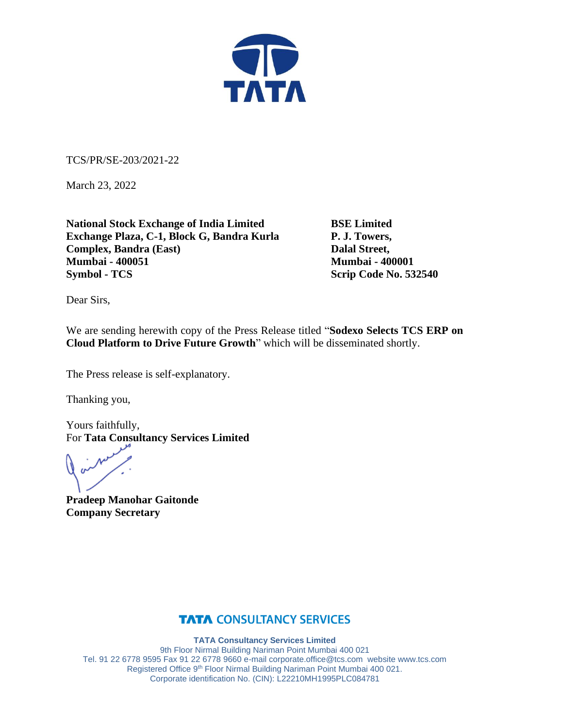TCS/PR/SE-203/2021-22

March 23, 2022

**National Stock Exchange of India Limited**
**Exchange Plaza, C-1, Block G, Bandra Kurla Complex, Bandra (East)**
**Mumbai - 400051**
**Symbol - TCS**

**BSE Limited**
**P. J. Towers,**
**Dalal Street,**
**Mumbai - 400001**
**Scrip Code No. 532540**

Dear Sirs,

We are sending herewith copy of the Press Release titled "**Sodexo Selects TCS ERP on Cloud Platform to Drive Future Growth**" which will be disseminated shortly.

The Press release is self-explanatory.

Thanking you,

Yours faithfully,
For **Tata Consultancy Services Limited**

**Pradeep Manohar Gaitonde**
**Company Secretary**

**TATA CONSULTANCY SERVICES**

**TATA Consultancy Services Limited**
9th Floor Nirmal Building Nariman Point Mumbai 400 021
Tel. 91 22 6778 9595 Fax 91 22 6778 9660 e-mail corporate.office@tcs.com website www.tcs.com
Registered Office 9th Floor Nirmal Building Nariman Point Mumbai 400 021.
Corporate identification No. (CIN): L22210MH1995PLC084781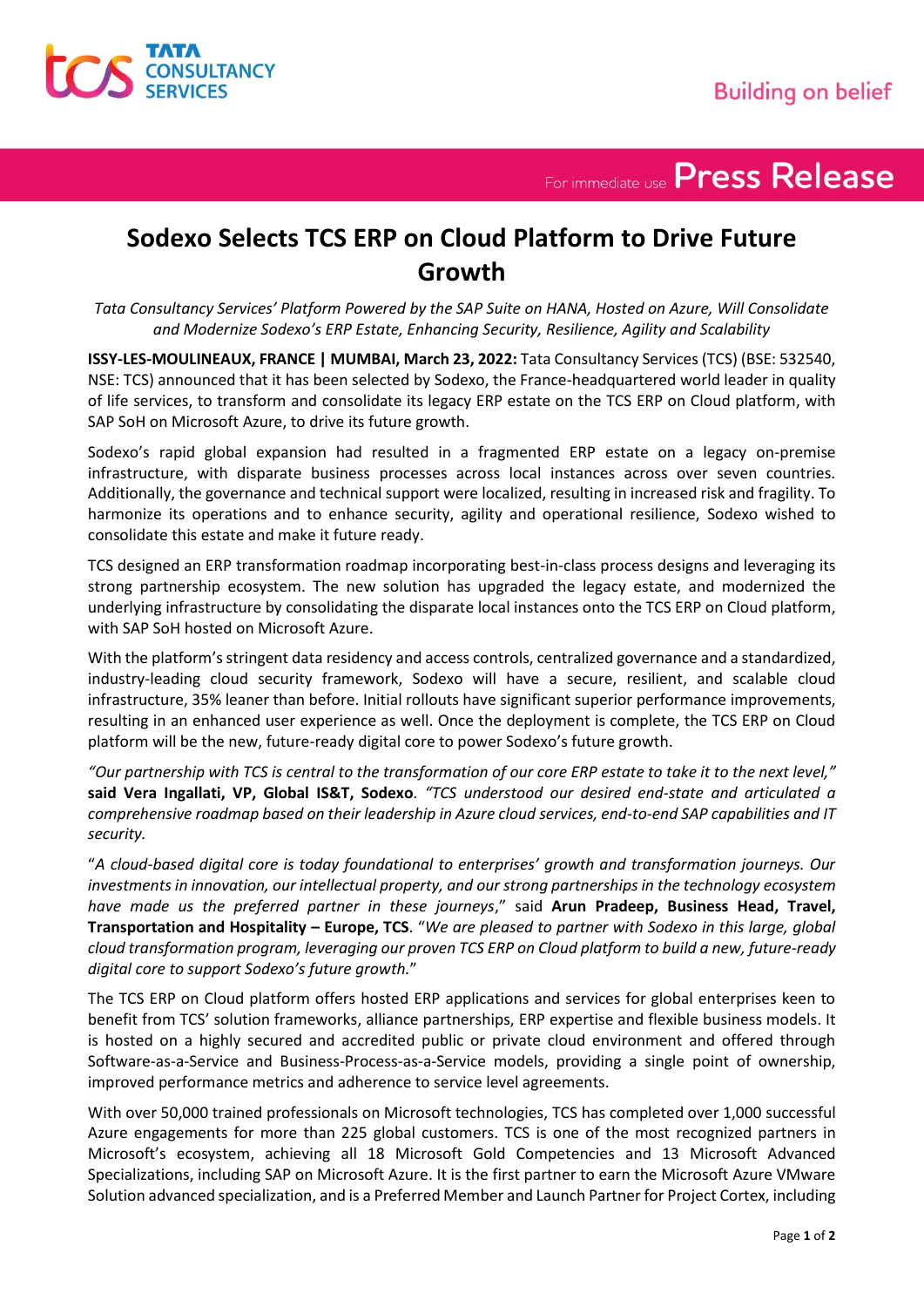# Sodexo Selects TCS ERP on Cloud Platform to Drive Future Growth

*Tata Consultancy Services' Platform Powered by the SAP Suite on HANA, Hosted on Azure, Will Consolidate and Modernize Sodexo's ERP Estate, Enhancing Security, Resilience, Agility and Scalability*

**ISSY-LES-MOULINEAUX, FRANCE | MUMBAI, March 23, 2022:** Tata Consultancy Services (TCS) (BSE: 532540, NSE: TCS) announced that it has been selected by Sodexo, the France-headquartered world leader in quality of life services, to transform and consolidate its legacy ERP estate on the TCS ERP on Cloud platform, with SAP SoH on Microsoft Azure, to drive its future growth.

Sodexo's rapid global expansion had resulted in a fragmented ERP estate on a legacy on-premise infrastructure, with disparate business processes across local instances across over seven countries. Additionally, the governance and technical support were localized, resulting in increased risk and fragility. To harmonize its operations and to enhance security, agility and operational resilience, Sodexo wished to consolidate this estate and make it future ready.

TCS designed an ERP transformation roadmap incorporating best-in-class process designs and leveraging its strong partnership ecosystem. The new solution has upgraded the legacy estate, and modernized the underlying infrastructure by consolidating the disparate local instances onto the TCS ERP on Cloud platform, with SAP SoH hosted on Microsoft Azure.

With the platform's stringent data residency and access controls, centralized governance and a standardized, industry-leading cloud security framework, Sodexo will have a secure, resilient, and scalable cloud infrastructure, 35% leaner than before. Initial rollouts have significant superior performance improvements, resulting in an enhanced user experience as well. Once the deployment is complete, the TCS ERP on Cloud platform will be the new, future-ready digital core to power Sodexo's future growth.

*"Our partnership with TCS is central to the transformation of our core ERP estate to take it to the next level,"* **said Vera Ingallati, VP, Global IS&T, Sodexo**. *"TCS understood our desired end-state and articulated a comprehensive roadmap based on their leadership in Azure cloud services, end-to-end SAP capabilities and IT security.*

"*A cloud-based digital core is today foundational to enterprises' growth and transformation journeys. Our investments in innovation, our intellectual property, and our strong partnerships in the technology ecosystem have made us the preferred partner in these journeys*," said **Arun Pradeep, Business Head, Travel, Transportation and Hospitality – Europe, TCS**. "*We are pleased to partner with Sodexo in this large, global cloud transformation program, leveraging our proven TCS ERP on Cloud platform to build a new, future-ready digital core to support Sodexo's future growth.*"

The TCS ERP on Cloud platform offers hosted ERP applications and services for global enterprises keen to benefit from TCS' solution frameworks, alliance partnerships, ERP expertise and flexible business models. It is hosted on a highly secured and accredited public or private cloud environment and offered through Software-as-a-Service and Business-Process-as-a-Service models, providing a single point of ownership, improved performance metrics and adherence to service level agreements.

With over 50,000 trained professionals on Microsoft technologies, TCS has completed over 1,000 successful Azure engagements for more than 225 global customers. TCS is one of the most recognized partners in Microsoft's ecosystem, achieving all 18 Microsoft Gold Competencies and 13 Microsoft Advanced Specializations, including SAP on Microsoft Azure. It is the first partner to earn the Microsoft Azure VMware Solution advanced specialization, and is a Preferred Member and Launch Partner for Project Cortex, including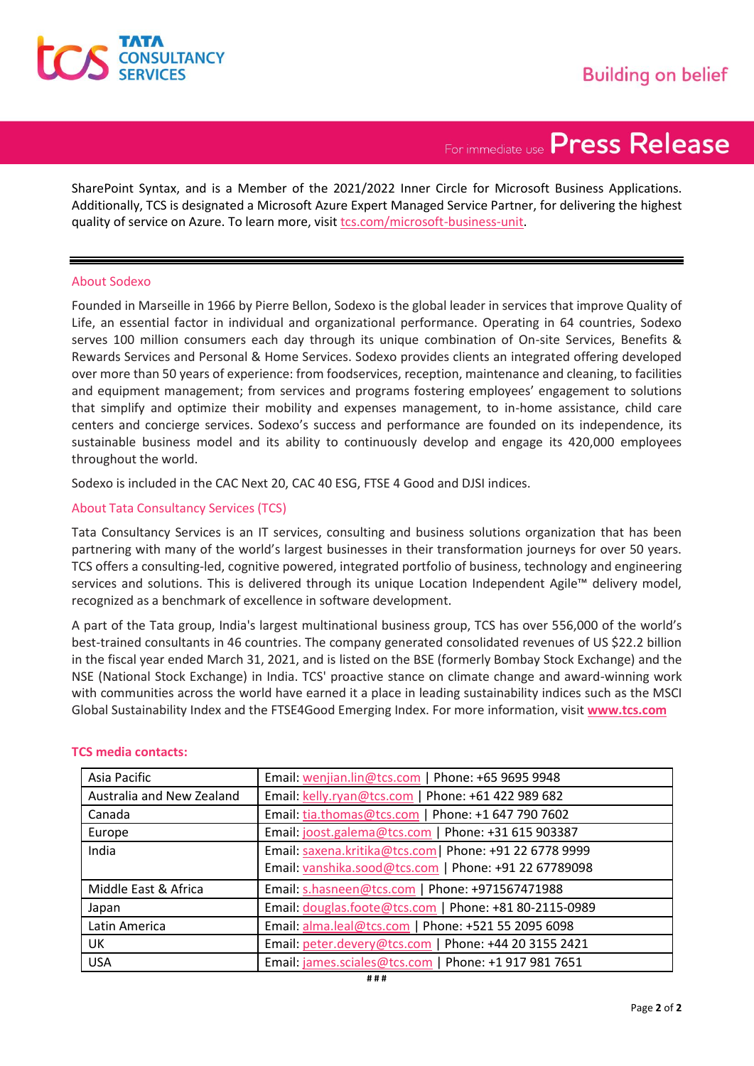SharePoint Syntax, and is a Member of the 2021/2022 Inner Circle for Microsoft Business Applications. Additionally, TCS is designated a Microsoft Azure Expert Managed Service Partner, for delivering the highest quality of service on Azure. To learn more, visit tcs.com/microsoft-business-unit.

---

## About Sodexo

Founded in Marseille in 1966 by Pierre Bellon, Sodexo is the global leader in services that improve Quality of Life, an essential factor in individual and organizational performance. Operating in 64 countries, Sodexo serves 100 million consumers each day through its unique combination of On-site Services, Benefits & Rewards Services and Personal & Home Services. Sodexo provides clients an integrated offering developed over more than 50 years of experience: from foodservices, reception, maintenance and cleaning, to facilities and equipment management; from services and programs fostering employees' engagement to solutions that simplify and optimize their mobility and expenses management, to in-home assistance, child care centers and concierge services. Sodexo's success and performance are founded on its independence, its sustainable business model and its ability to continuously develop and engage its 420,000 employees throughout the world.

Sodexo is included in the CAC Next 20, CAC 40 ESG, FTSE 4 Good and DJSI indices.

## About Tata Consultancy Services (TCS)

Tata Consultancy Services is an IT services, consulting and business solutions organization that has been partnering with many of the world's largest businesses in their transformation journeys for over 50 years. TCS offers a consulting-led, cognitive powered, integrated portfolio of business, technology and engineering services and solutions. This is delivered through its unique Location Independent Agile™ delivery model, recognized as a benchmark of excellence in software development.

A part of the Tata group, India's largest multinational business group, TCS has over 556,000 of the world's best-trained consultants in 46 countries. The company generated consolidated revenues of US $22.2 billion in the fiscal year ended March 31, 2021, and is listed on the BSE (formerly Bombay Stock Exchange) and the NSE (National Stock Exchange) in India. TCS' proactive stance on climate change and award-winning work with communities across the world have earned it a place in leading sustainability indices such as the MSCI Global Sustainability Index and the FTSE4Good Emerging Index. For more information, visit **www.tcs.com**

**TCS media contacts:**

| | |
|---|---|
| Asia Pacific | Email: wenjian.lin@tcs.com \| Phone: +65 9695 9948 |
| Australia and New Zealand | Email: kelly.ryan@tcs.com \| Phone: +61 422 989 682 |
| Canada | Email: tia.thomas@tcs.com \| Phone: +1 647 790 7602 |
| Europe | Email: joost.galema@tcs.com \| Phone: +31 615 903387 |
| India | Email: saxena.kritika@tcs.com\| Phone: +91 22 6778 9999<br>Email: vanshika.sood@tcs.com \| Phone: +91 22 67789098 |
| Middle East & Africa | Email: s.hasneen@tcs.com \| Phone: +971567471988 |
| Japan | Email: douglas.foote@tcs.com \| Phone: +81 80-2115-0989 |
| Latin America | Email: alma.leal@tcs.com \| Phone: +521 55 2095 6098 |
| UK | Email: peter.devery@tcs.com \| Phone: +44 20 3155 2421 |
| USA | Email: james.sciales@tcs.com \| Phone: +1 917 981 7651 |

###